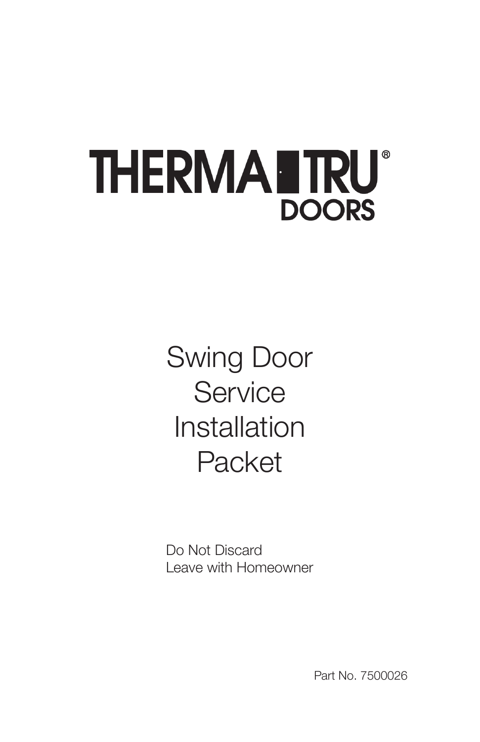# THERMA-TRU® DOORS

# Swing Door Service Installation Packet

Do Not Discard
Leave with Homeowner

Part No. 7500026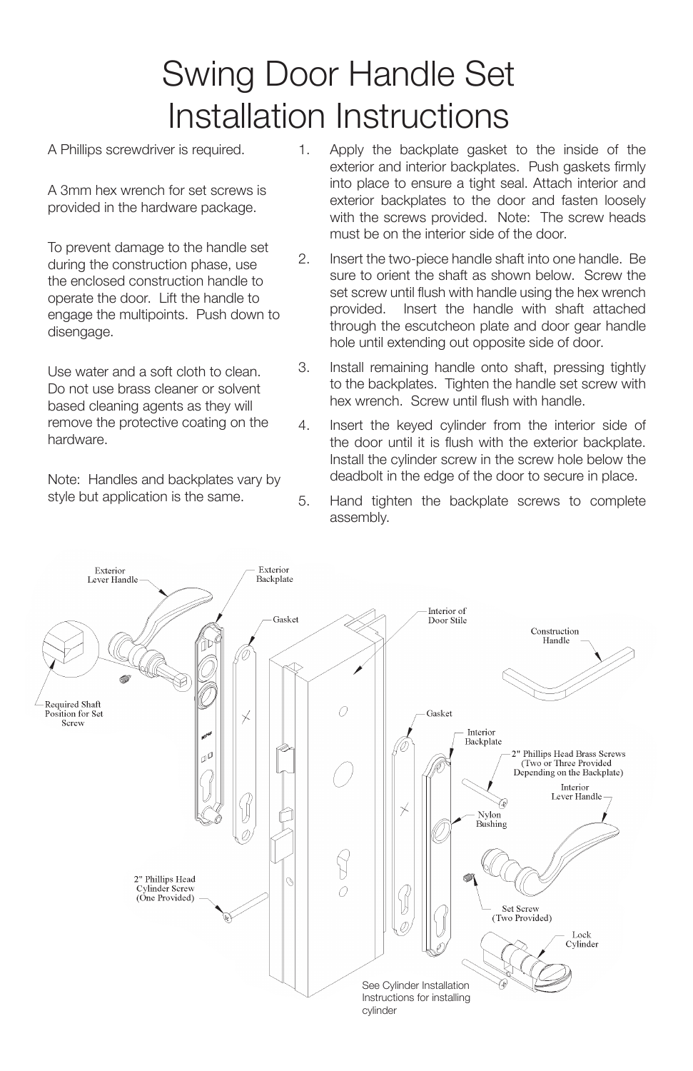# Swing Door Handle Set Installation Instructions

A Phillips screwdriver is required.

A 3mm hex wrench for set screws is provided in the hardware package.

To prevent damage to the handle set during the construction phase, use the enclosed construction handle to operate the door. Lift the handle to engage the multipoints. Push down to disengage.

Use water and a soft cloth to clean. Do not use brass cleaner or solvent based cleaning agents as they will remove the protective coating on the hardware.

Note: Handles and backplates vary by style but application is the same.

1. Apply the backplate gasket to the inside of the exterior and interior backplates. Push gaskets firmly into place to ensure a tight seal. Attach interior and exterior backplates to the door and fasten loosely with the screws provided. Note: The screw heads must be on the interior side of the door.
2. Insert the two-piece handle shaft into one handle. Be sure to orient the shaft as shown below. Screw the set screw until flush with handle using the hex wrench provided. Insert the handle with shaft attached through the escutcheon plate and door gear handle hole until extending out opposite side of door.
3. Install remaining handle onto shaft, pressing tightly to the backplates. Tighten the handle set screw with hex wrench. Screw until flush with handle.
4. Insert the keyed cylinder from the interior side of the door until it is flush with the exterior backplate. Install the cylinder screw in the screw hole below the deadbolt in the edge of the door to secure in place.
5. Hand tighten the backplate screws to complete assembly.

Exterior Lever Handle

Exterior Backplate

Gasket

Interior of Door Stile

Construction Handle

Required Shaft Position for Set Screw

Gasket

Interior Backplate

2" Phillips Head Brass Screws (Two or Three Provided Depending on the Backplate)

Interior Lever Handle

Nylon Bushing

2" Phillips Head Cylinder Screw (One Provided)

Set Screw (Two Provided)

Lock Cylinder

See Cylinder Installation Instructions for installing cylinder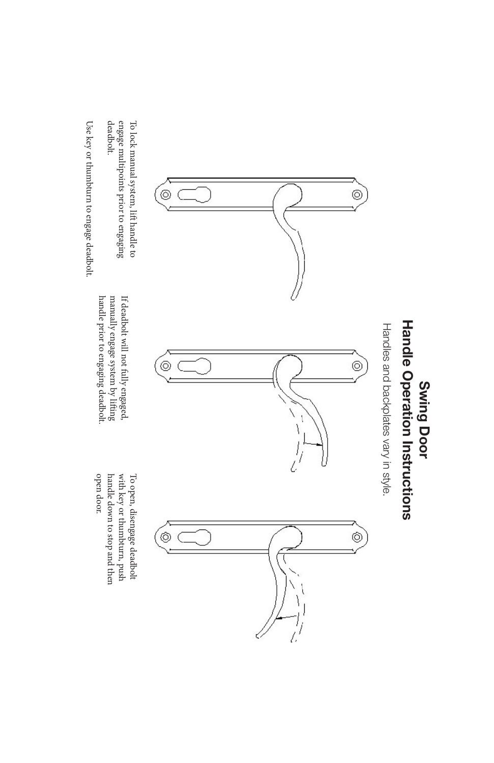# Swing Door
# Handle Operation Instructions

Handles and backplates vary in style.

To lock manual system, lift handle to engage multipoints prior to engaging deadbolt.

Use key or thumbturn to engage deadbolt.

If deadbolt will not fully engaged, manually engage system by lifting handle prior to engaging deadbolt.

To open, disengage deadbolt with key or thumbturn, push handle down to stop and then open door.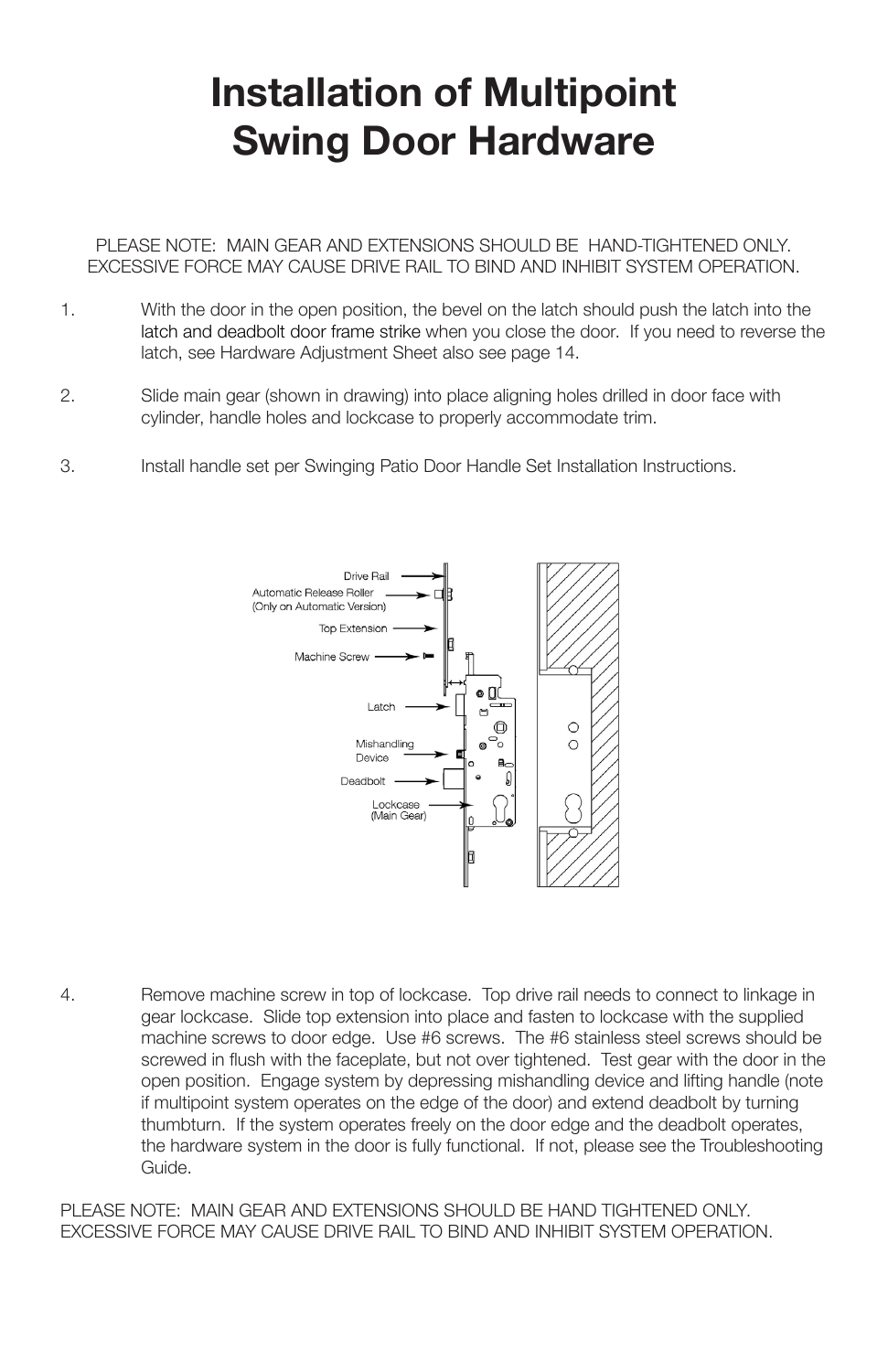# Installation of Multipoint Swing Door Hardware

PLEASE NOTE: MAIN GEAR AND EXTENSIONS SHOULD BE HAND-TIGHTENED ONLY. EXCESSIVE FORCE MAY CAUSE DRIVE RAIL TO BIND AND INHIBIT SYSTEM OPERATION.

1. With the door in the open position, the bevel on the latch should push the latch into the latch and deadbolt door frame strike when you close the door. If you need to reverse the latch, see Hardware Adjustment Sheet also see page 14.

2. Slide main gear (shown in drawing) into place aligning holes drilled in door face with cylinder, handle holes and lockcase to properly accommodate trim.

3. Install handle set per Swinging Patio Door Handle Set Installation Instructions.

Drive Rail

Automatic Release Roller (Only on Automatic Version)

Top Extension

Machine Screw

Latch

Mishandling Device

Deadbolt

Lockcase (Main Gear)

4. Remove machine screw in top of lockcase. Top drive rail needs to connect to linkage in gear lockcase. Slide top extension into place and fasten to lockcase with the supplied machine screws to door edge. Use #6 screws. The #6 stainless steel screws should be screwed in flush with the faceplate, but not over tightened. Test gear with the door in the open position. Engage system by depressing mishandling device and lifting handle (note if multipoint system operates on the edge of the door) and extend deadbolt by turning thumbturn. If the system operates freely on the door edge and the deadbolt operates, the hardware system in the door is fully functional. If not, please see the Troubleshooting Guide.

PLEASE NOTE: MAIN GEAR AND EXTENSIONS SHOULD BE HAND TIGHTENED ONLY. EXCESSIVE FORCE MAY CAUSE DRIVE RAIL TO BIND AND INHIBIT SYSTEM OPERATION.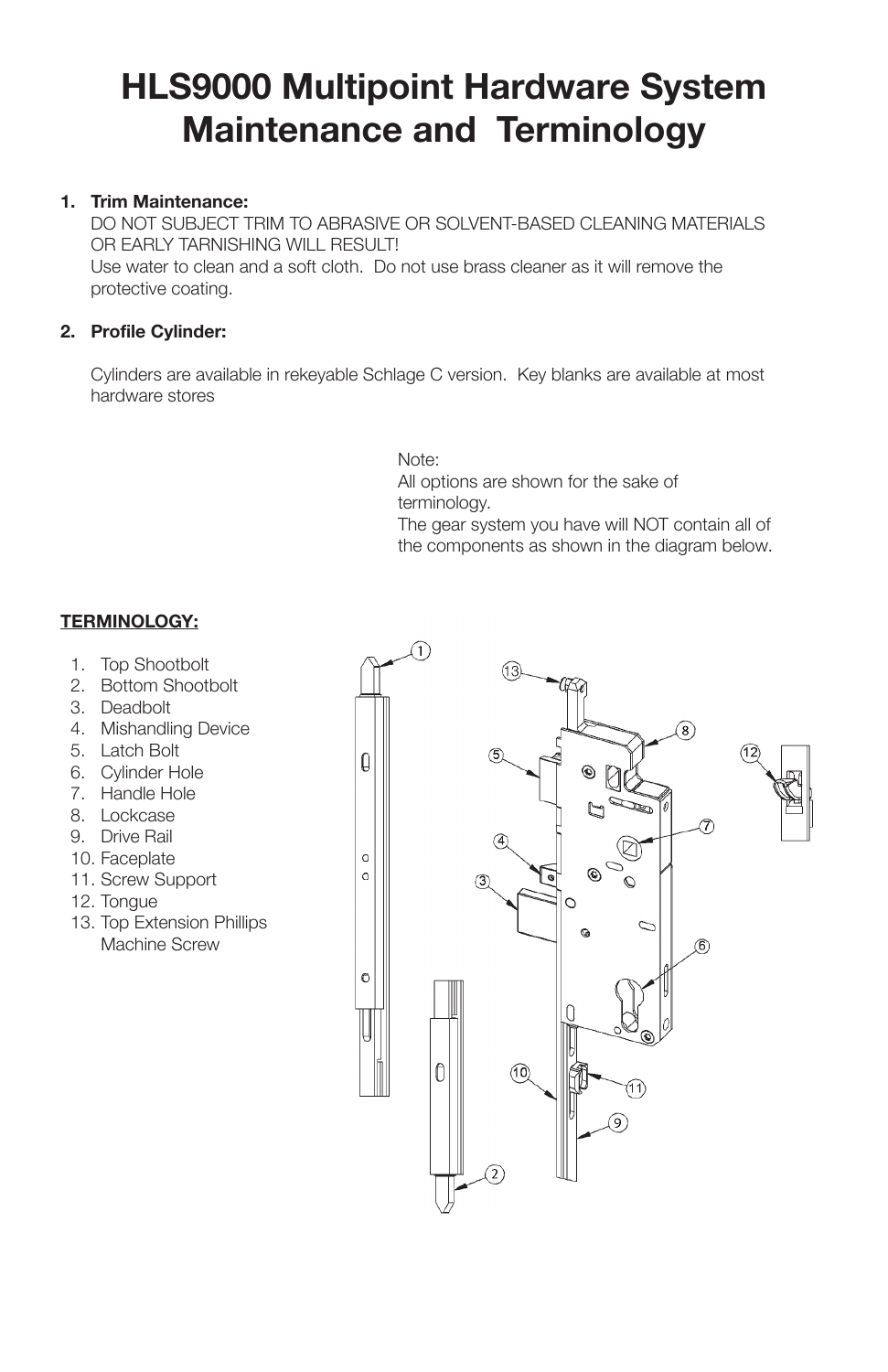# HLS9000 Multipoint Hardware System Maintenance and Terminology

**1. Trim Maintenance:**

DO NOT SUBJECT TRIM TO ABRASIVE OR SOLVENT-BASED CLEANING MATERIALS OR EARLY TARNISHING WILL RESULT!

Use water to clean and a soft cloth. Do not use brass cleaner as it will remove the protective coating.

**2. Profile Cylinder:**

Cylinders are available in rekeyable Schlage C version. Key blanks are available at most hardware stores

Note:
All options are shown for the sake of terminology.
The gear system you have will NOT contain all of the components as shown in the diagram below.

**TERMINOLOGY:**

1. Top Shootbolt
2. Bottom Shootbolt
3. Deadbolt
4. Mishandling Device
5. Latch Bolt
6. Cylinder Hole
7. Handle Hole
8. Lockcase
9. Drive Rail
10. Faceplate
11. Screw Support
12. Tongue
13. Top Extension Phillips Machine Screw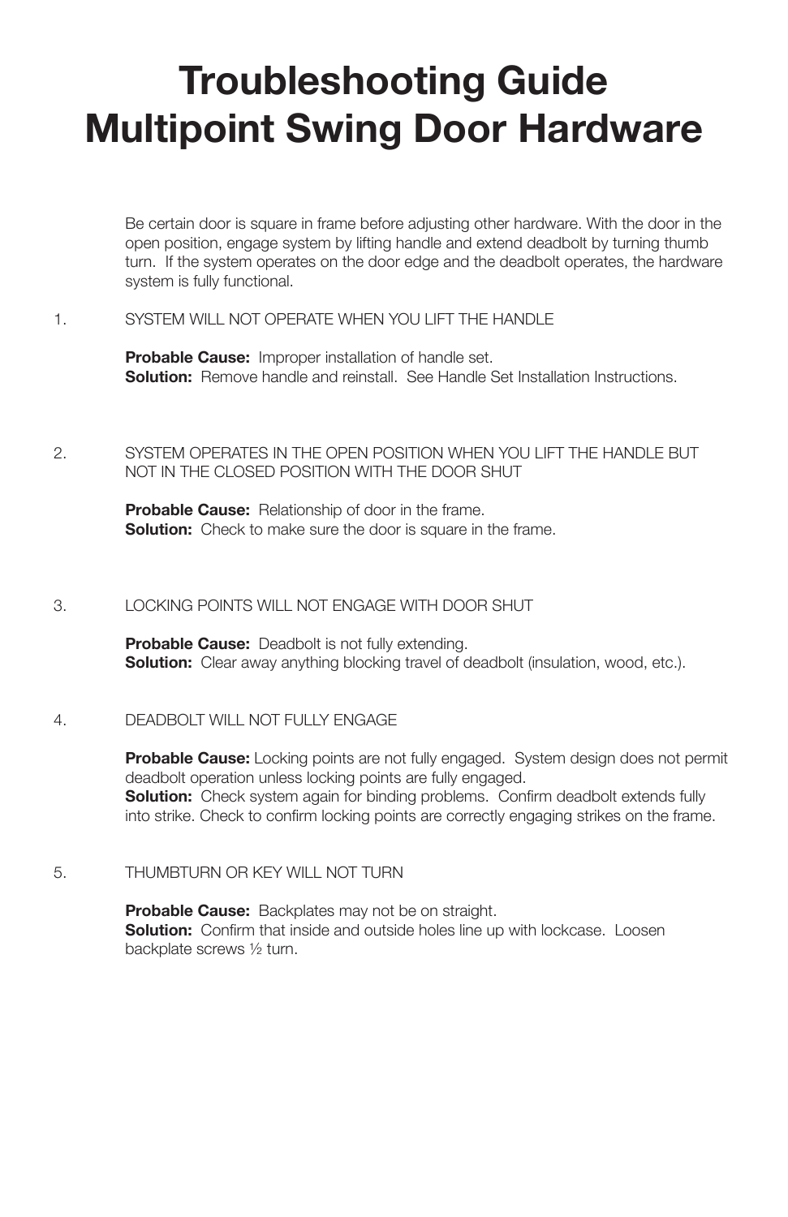# Troubleshooting Guide Multipoint Swing Door Hardware

Be certain door is square in frame before adjusting other hardware. With the door in the open position, engage system by lifting handle and extend deadbolt by turning thumb turn. If the system operates on the door edge and the deadbolt operates, the hardware system is fully functional.

1. SYSTEM WILL NOT OPERATE WHEN YOU LIFT THE HANDLE

   **Probable Cause:** Improper installation of handle set.
   **Solution:** Remove handle and reinstall. See Handle Set Installation Instructions.

2. SYSTEM OPERATES IN THE OPEN POSITION WHEN YOU LIFT THE HANDLE BUT NOT IN THE CLOSED POSITION WITH THE DOOR SHUT

   **Probable Cause:** Relationship of door in the frame.
   **Solution:** Check to make sure the door is square in the frame.

3. LOCKING POINTS WILL NOT ENGAGE WITH DOOR SHUT

   **Probable Cause:** Deadbolt is not fully extending.
   **Solution:** Clear away anything blocking travel of deadbolt (insulation, wood, etc.).

4. DEADBOLT WILL NOT FULLY ENGAGE

   **Probable Cause:** Locking points are not fully engaged. System design does not permit deadbolt operation unless locking points are fully engaged.
   **Solution:** Check system again for binding problems. Confirm deadbolt extends fully into strike. Check to confirm locking points are correctly engaging strikes on the frame.

5. THUMBTURN OR KEY WILL NOT TURN

   **Probable Cause:** Backplates may not be on straight.
   **Solution:** Confirm that inside and outside holes line up with lockcase. Loosen backplate screws ½ turn.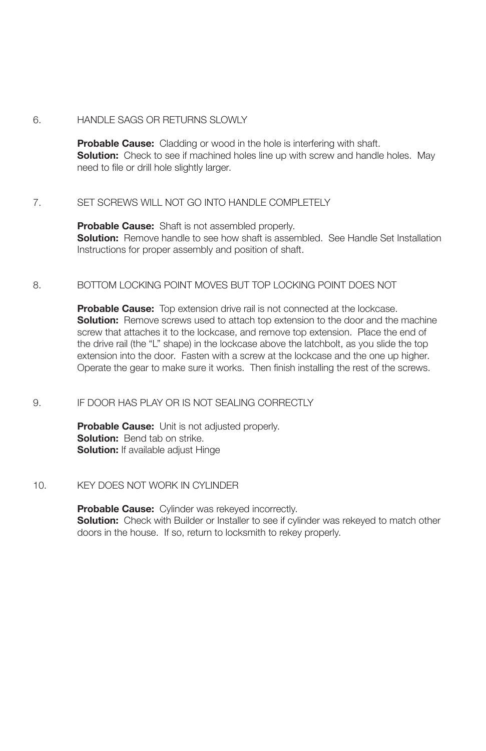6. HANDLE SAGS OR RETURNS SLOWLY

   **Probable Cause:** Cladding or wood in the hole is interfering with shaft.
   **Solution:** Check to see if machined holes line up with screw and handle holes. May need to file or drill hole slightly larger.

7. SET SCREWS WILL NOT GO INTO HANDLE COMPLETELY

   **Probable Cause:** Shaft is not assembled properly.
   **Solution:** Remove handle to see how shaft is assembled. See Handle Set Installation Instructions for proper assembly and position of shaft.

8. BOTTOM LOCKING POINT MOVES BUT TOP LOCKING POINT DOES NOT

   **Probable Cause:** Top extension drive rail is not connected at the lockcase.
   **Solution:** Remove screws used to attach top extension to the door and the machine screw that attaches it to the lockcase, and remove top extension. Place the end of the drive rail (the "L" shape) in the lockcase above the latchbolt, as you slide the top extension into the door. Fasten with a screw at the lockcase and the one up higher. Operate the gear to make sure it works. Then finish installing the rest of the screws.

9. IF DOOR HAS PLAY OR IS NOT SEALING CORRECTLY

   **Probable Cause:** Unit is not adjusted properly.
   **Solution:** Bend tab on strike.
   **Solution:** If available adjust Hinge

10. KEY DOES NOT WORK IN CYLINDER

    **Probable Cause:** Cylinder was rekeyed incorrectly.
    **Solution:** Check with Builder or Installer to see if cylinder was rekeyed to match other doors in the house. If so, return to locksmith to rekey properly.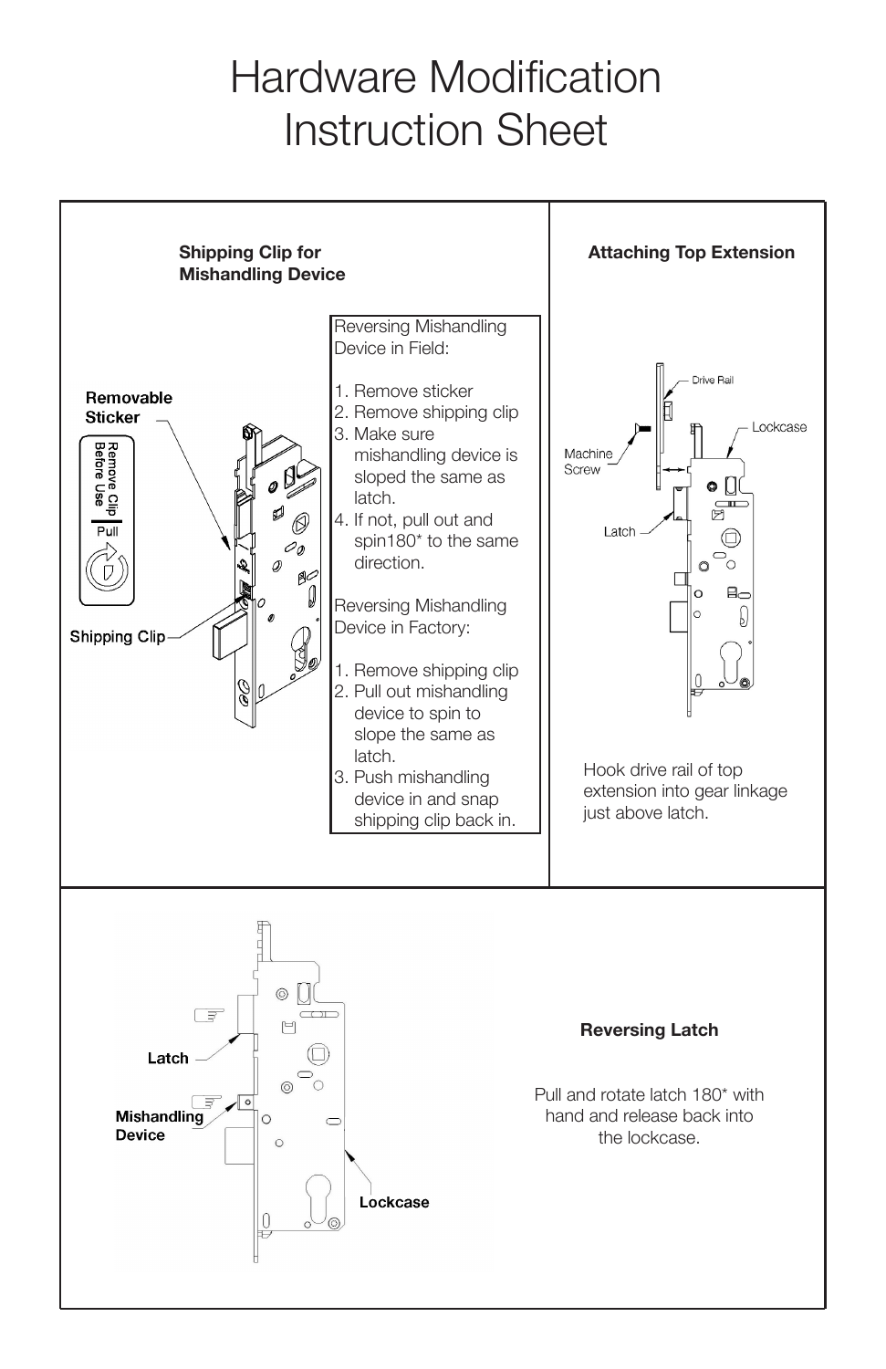# Hardware Modification Instruction Sheet

**Shipping Clip for Mishandling Device**

Removable Sticker

Remove Clip Before Use

Pull

Shipping Clip

Reversing Mishandling Device in Field:

1. Remove sticker
2. Remove shipping clip
3. Make sure mishandling device is sloped the same as latch.
4. If not, pull out and spin180* to the same direction.

Reversing Mishandling Device in Factory:

1. Remove shipping clip
2. Pull out mishandling device to spin to slope the same as latch.
3. Push mishandling device in and snap shipping clip back in.

**Attaching Top Extension**

Drive Rail

Lockcase

Machine Screw

Latch

Hook drive rail of top extension into gear linkage just above latch.

Latch

Mishandling Device

Lockcase

**Reversing Latch**

Pull and rotate latch 180* with hand and release back into the lockcase.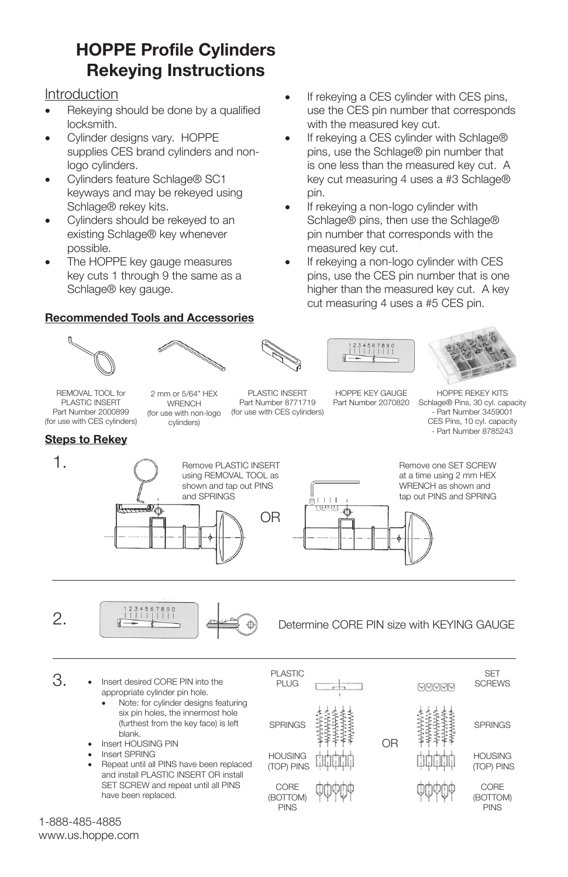# HOPPE Profile Cylinders Rekeying Instructions

## Introduction

- Rekeying should be done by a qualified locksmith.
- Cylinder designs vary. HOPPE supplies CES brand cylinders and non-logo cylinders.
- Cylinders feature Schlage® SC1 keyways and may be rekeyed using Schlage® rekey kits.
- Cylinders should be rekeyed to an existing Schlage® key whenever possible.
- The HOPPE key gauge measures key cuts 1 through 9 the same as a Schlage® key gauge.
- If rekeying a CES cylinder with CES pins, use the CES pin number that corresponds with the measured key cut.
- If rekeying a CES cylinder with Schlage® pins, use the Schlage® pin number that is one less than the measured key cut. A key cut measuring 4 uses a #3 Schlage® pin.
- If rekeying a non-logo cylinder with Schlage® pins, then use the Schlage® pin number that corresponds with the measured key cut.
- If rekeying a non-logo cylinder with CES pins, use the CES pin number that is one higher than the measured key cut. A key cut measuring 4 uses a #5 CES pin.

### Recommended Tools and Accessories

REMOVAL TOOL for PLASTIC INSERT Part Number 2000899 (for use with CES cylinders)

2 mm or 5/64" HEX WRENCH (for use with non-logo cylinders)

PLASTIC INSERT Part Number 8771719 (for use with CES cylinders)

HOPPE KEY GAUGE Part Number 2070820

HOPPE REKEY KITS Schlage® Pins, 30 cyl. capacity - Part Number 3459001 CES Pins, 10 cyl. capacity - Part Number 8785243

### Steps to Rekey

1. Remove PLASTIC INSERT using REMOVAL TOOL as shown and tap out PINS and SPRINGS

   OR

   Remove one SET SCREW at a time using 2 mm HEX WRENCH as shown and tap out PINS and SPRING

2. Determine CORE PIN size with KEYING GAUGE

3. 
   - Insert desired CORE PIN into the appropriate cylinder pin hole.
     - Note: for cylinder designs featuring six pin holes, the innermost hole (furthest from the key face) is left blank.
   - Insert HOUSING PIN
   - Insert SPRING
   - Repeat until all PINS have been replaced and install PLASTIC INSERT OR install SET SCREW and repeat until all PINS have been replaced.

   PLASTIC PLUG / SPRINGS / HOUSING (TOP) PINS / CORE (BOTTOM) PINS

   OR

   SET SCREWS / SPRINGS / HOUSING (TOP) PINS / CORE (BOTTOM) PINS

1-888-485-4885
www.us.hoppe.com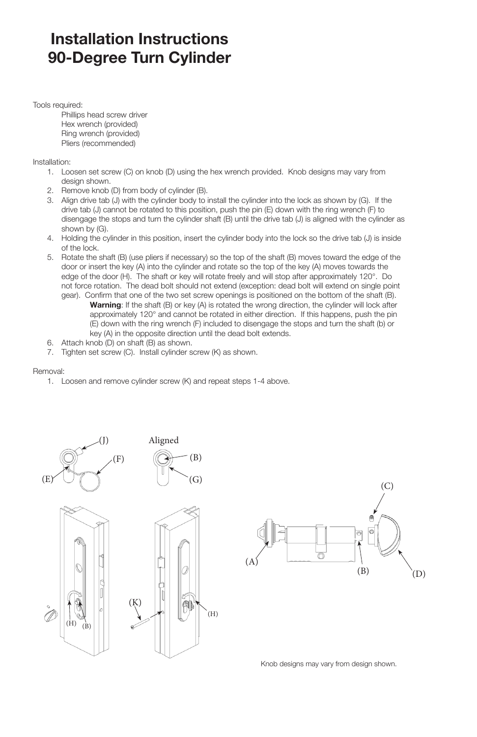# Installation Instructions 90-Degree Turn Cylinder

Tools required:

- Phillips head screw driver
- Hex wrench (provided)
- Ring wrench (provided)
- Pliers (recommended)

Installation:

1. Loosen set screw (C) on knob (D) using the hex wrench provided. Knob designs may vary from design shown.
2. Remove knob (D) from body of cylinder (B).
3. Align drive tab (J) with the cylinder body to install the cylinder into the lock as shown by (G). If the drive tab (J) cannot be rotated to this position, push the pin (E) down with the ring wrench (F) to disengage the stops and turn the cylinder shaft (B) until the drive tab (J) is aligned with the cylinder as shown by (G).
4. Holding the cylinder in this position, insert the cylinder body into the lock so the drive tab (J) is inside of the lock.
5. Rotate the shaft (B) (use pliers if necessary) so the top of the shaft (B) moves toward the edge of the door or insert the key (A) into the cylinder and rotate so the top of the key (A) moves towards the edge of the door (H). The shaft or key will rotate freely and will stop after approximately 120°. Do not force rotation. The dead bolt should not extend (exception: dead bolt will extend on single point gear). Confirm that one of the two set screw openings is positioned on the bottom of the shaft (B).

   **Warning**: If the shaft (B) or key (A) is rotated the wrong direction, the cylinder will lock after approximately 120° and cannot be rotated in either direction. If this happens, push the pin (E) down with the ring wrench (F) included to disengage the stops and turn the shaft (b) or key (A) in the opposite direction until the dead bolt extends.
6. Attach knob (D) on shaft (B) as shown.
7. Tighten set screw (C). Install cylinder screw (K) as shown.

Removal:

1. Loosen and remove cylinder screw (K) and repeat steps 1-4 above.

Knob designs may vary from design shown.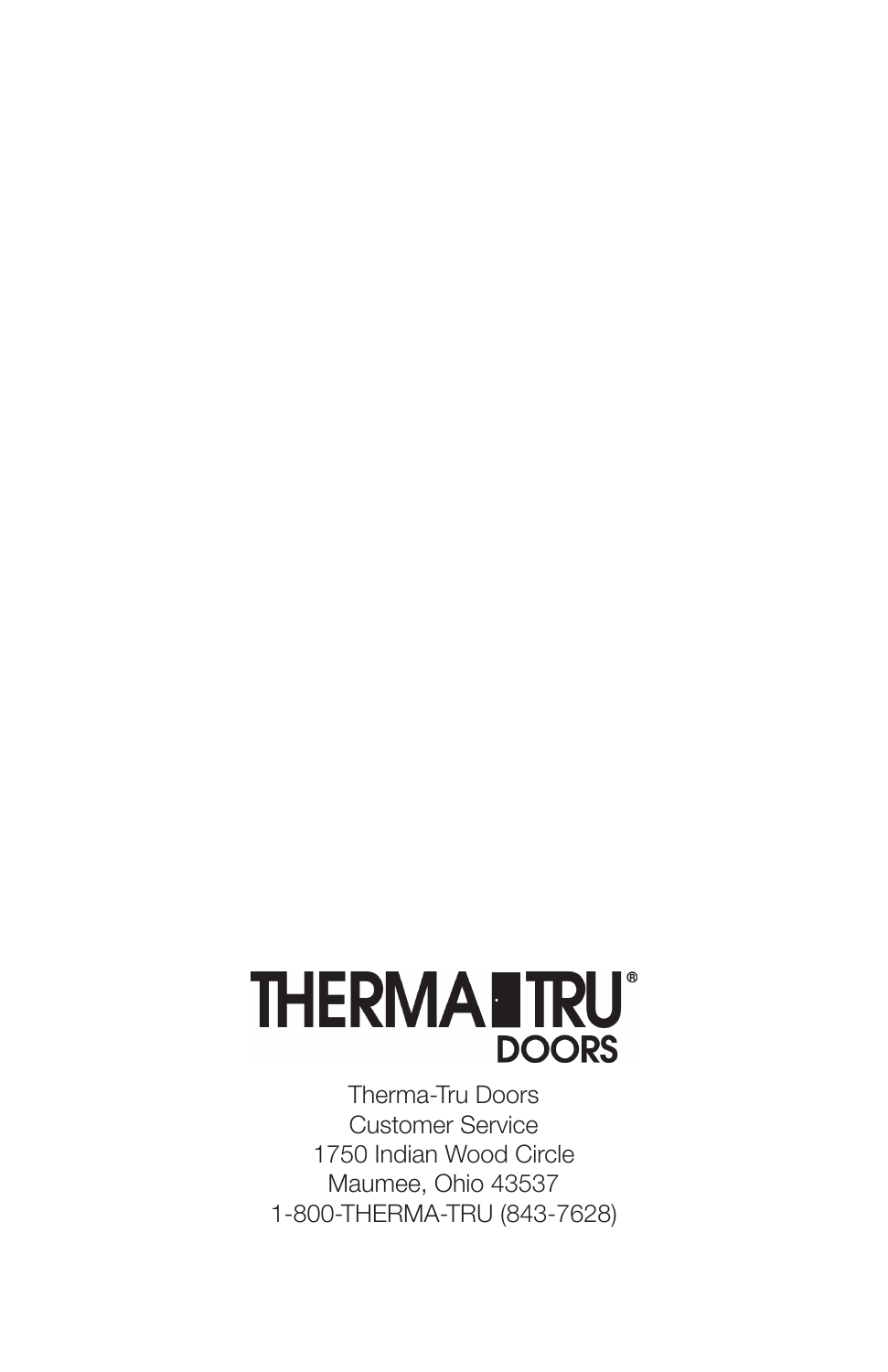THERMA-TRU® DOORS

Therma-Tru Doors
Customer Service
1750 Indian Wood Circle
Maumee, Ohio 43537
1-800-THERMA-TRU (843-7628)